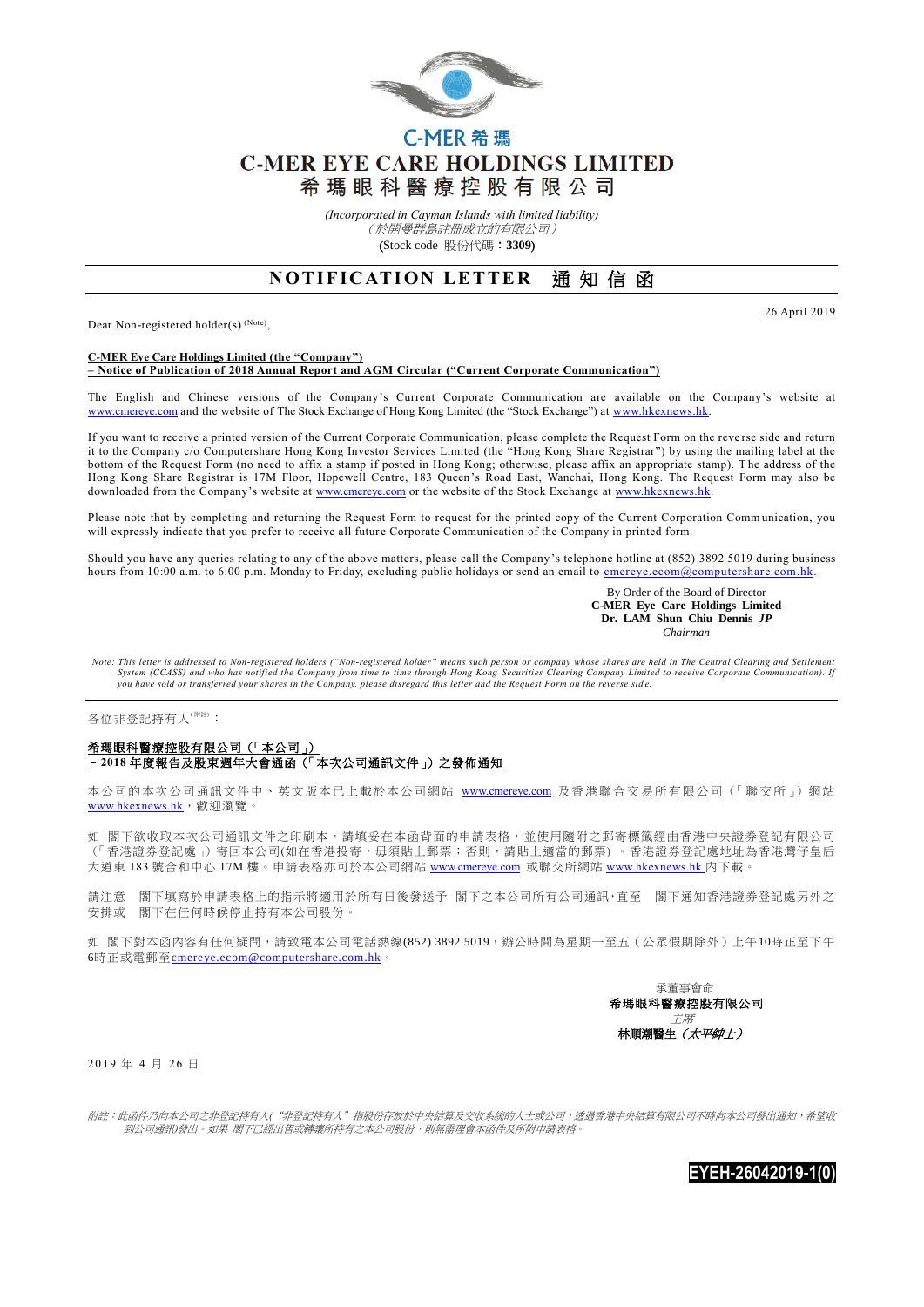C-MER 希瑪

# C-MER EYE CARE HOLDINGS LIMITED
# 希瑪眼科醫療控股有限公司

*(Incorporated in Cayman Islands with limited liability)*
*（於開曼群島註冊成立的有限公司）*
(Stock code 股份代碼：**3309**)

## NOTIFICATION LETTER 通知信函

26 April 2019

Dear Non-registered holder(s) (Note),

**C-MER Eye Care Holdings Limited (the "Company")**
**– Notice of Publication of 2018 Annual Report and AGM Circular ("Current Corporate Communication")**

The English and Chinese versions of the Company's Current Corporate Communication are available on the Company's website at www.cmereye.com and the website of The Stock Exchange of Hong Kong Limited (the "Stock Exchange") at www.hkexnews.hk.

If you want to receive a printed version of the Current Corporate Communication, please complete the Request Form on the reverse side and return it to the Company c/o Computershare Hong Kong Investor Services Limited (the "Hong Kong Share Registrar") by using the mailing label at the bottom of the Request Form (no need to affix a stamp if posted in Hong Kong; otherwise, please affix an appropriate stamp). The address of the Hong Kong Share Registrar is 17M Floor, Hopewell Centre, 183 Queen's Road East, Wanchai, Hong Kong. The Request Form may also be downloaded from the Company's website at www.cmereye.com or the website of the Stock Exchange at www.hkexnews.hk.

Please note that by completing and returning the Request Form to request for the printed copy of the Current Corporation Communication, you will expressly indicate that you prefer to receive all future Corporate Communication of the Company in printed form.

Should you have any queries relating to any of the above matters, please call the Company's telephone hotline at (852) 3892 5019 during business hours from 10:00 a.m. to 6:00 p.m. Monday to Friday, excluding public holidays or send an email to cmereye.ecom@computershare.com.hk.

By Order of the Board of Director
**C-MER Eye Care Holdings Limited**
**Dr. LAM Shun Chiu Dennis *JP***
*Chairman*

*Note: This letter is addressed to Non-registered holders ("Non-registered holder" means such person or company whose shares are held in The Central Clearing and Settlement System (CCASS) and who has notified the Company from time to time through Hong Kong Securities Clearing Company Limited to receive Corporate Communication). If you have sold or transferred your shares in the Company, please disregard this letter and the Request Form on the reverse side.*

---

各位非登記持有人(附註)：

**希瑪眼科醫療控股有限公司（「本公司」）**
**– 2018 年度報告及股東週年大會通函（「本次公司通訊文件」）之發佈通知**

本公司的本次公司通訊文件中、英文版本已上載於本公司網站 www.cmereye.com 及香港聯合交易所有限公司（「聯交所」）網站 www.hkexnews.hk，歡迎瀏覽。

如 閣下欲收取本次公司通訊文件之印刷本，請填妥在本函背面的申請表格，並使用隨附之郵寄標籤經由香港中央證券登記有限公司（「香港證券登記處」）寄回本公司(如在香港投寄，毋須貼上郵票；否則，請貼上適當的郵票）。香港證券登記處地址為香港灣仔皇后大道東 183 號合和中心 17M 樓。申請表格亦可於本公司網站 www.cmereye.com 或聯交所網站 www.hkexnews.hk 內下載。

請注意 閣下填寫於申請表格上的指示將適用於所有日後發送予 閣下之本公司所有公司通訊，直至 閣下通知香港證券登記處另外之安排或 閣下在任何時候停止持有本公司股份。

如 閣下對本函內容有任何疑問，請致電本公司電話熱線(852) 3892 5019，辦公時間為星期一至五（公眾假期除外）上午10時正至下午6時正或電郵至cmereye.ecom@computershare.com.hk。

承董事會命
**希瑪眼科醫療控股有限公司**
*主席*
**林順潮醫生（*太平紳士*）**

2019 年 4 月 26 日

*附註：此函件乃向本公司之非登記持有人("非登記持有人"指股份存放於中央結算及交收系統的人士或公司，透過香港中央結算有限公司不時向本公司發出通知，希望收到公司通訊)發出。如果 閣下已經出售或轉讓所持有之本公司股份，則無需理會本函件及所附申請表格。*

EYEH-26042019-1(0)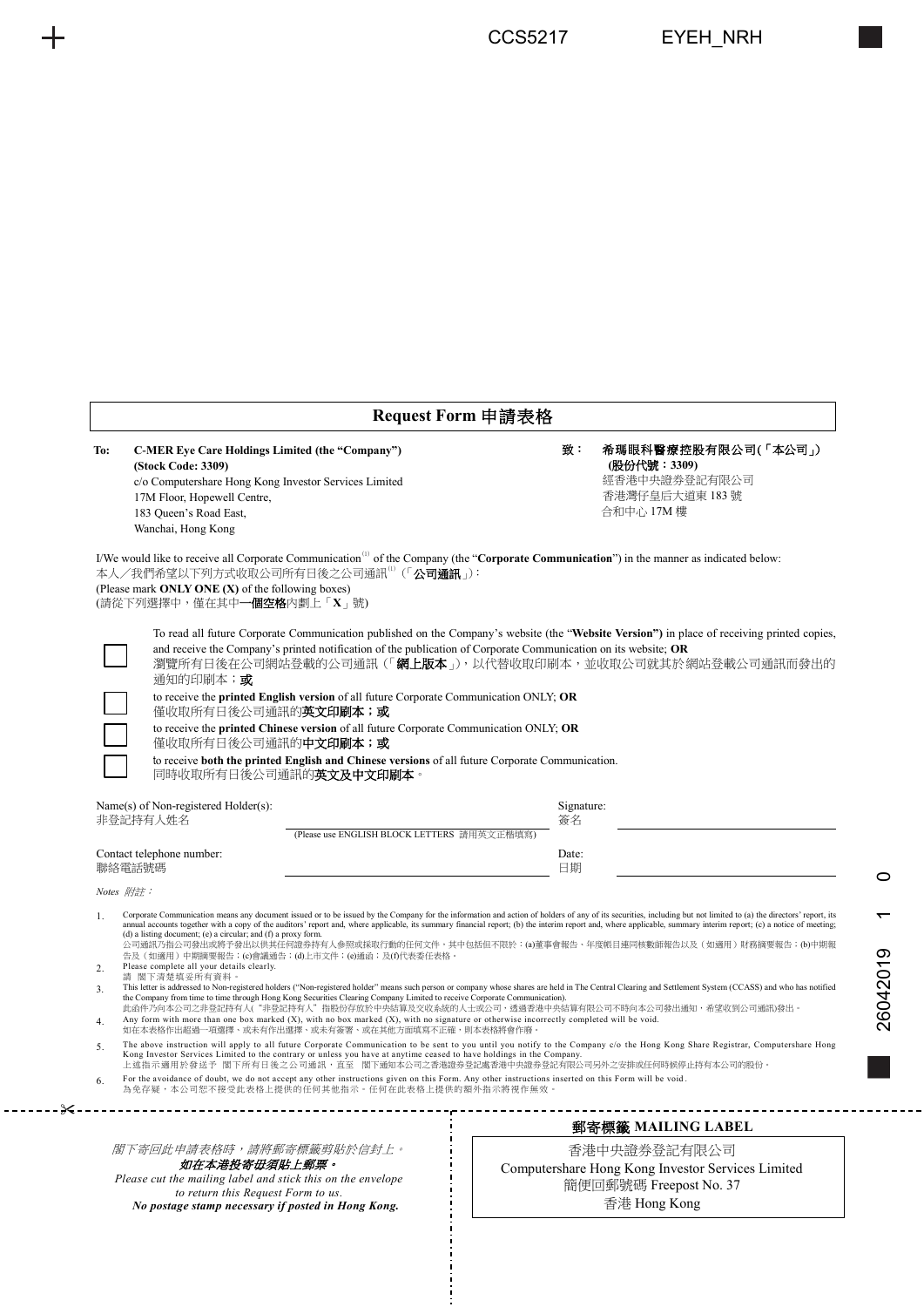# Request Form 申請表格

**To:** **C-MER Eye Care Holdings Limited (the "Company")**
**(Stock Code: 3309)**
c/o Computershare Hong Kong Investor Services Limited
17M Floor, Hopewell Centre,
183 Queen's Road East,
Wanchai, Hong Kong

**致：** **希瑪眼科醫療控股有限公司(「本公司」)**
**(股份代號：3309)**
經香港中央證券登記有限公司
香港灣仔皇后大道東183號
合和中心17M樓

I/We would like to receive all Corporate Communication[(1)] of the Company (the "**Corporate Communication**") in the manner as indicated below:
本人／我們希望以下列方式收取公司所有日後之公司通訊[(1)]（「**公司通訊**」）：
(Please mark **ONLY ONE (X)** of the following boxes)
(請從下列選擇中，僅在其中**一個空格**內劃上「**X**」號)

☐ To read all future Corporate Communication published on the Company's website (the "**Website Version"**) in place of receiving printed copies, and receive the Company's printed notification of the publication of Corporate Communication on its website; **OR**
瀏覽所有日後在公司網站登載的公司通訊（「**網上版本**」），以代替收取印刷本，並收取公司就其於網站登載公司通訊而發出的通知的印刷本；**或**

☐ to receive the **printed English version** of all future Corporate Communication ONLY; **OR**
僅收取所有日後公司通訊的**英文印刷本；或**

☐ to receive the **printed Chinese version** of all future Corporate Communication ONLY; **OR**
僅收取所有日後公司通訊的**中文印刷本；或**

☐ to receive **both the printed English and Chinese versions** of all future Corporate Communication.
同時收取所有日後公司通訊的**英文及中文印刷本**。

Name(s) of Non-registered Holder(s):
非登記持有人姓名 ______________________
(Please use ENGLISH BLOCK LETTERS 請用英文正楷填寫)

Signature:
簽名 ______________________

Contact telephone number:
聯絡電話號碼 ______________________

Date:
日期 ______________________

*Notes 附註：*

1. Corporate Communication means any document issued or to be issued by the Company for the information and action of holders of any of its securities, including but not limited to (a) the directors' report, its annual accounts together with a copy of the auditors' report and, where applicable, its summary financial report; (b) the interim report and, where applicable, summary interim report; (c) a notice of meeting; (d) a listing document; (e) a circular; and (f) a proxy form.
公司通訊乃指公司發出或將予發出以供其任何證券持有人參照或採取行動的任何文件，其中包括但不限於：(a)董事會報告、年度帳目連同核數師報告以及（如適用）財務摘要報告；(b)中期報告及（如適用）中期摘要報告；(c)會議通告；(d)上市文件；(e)通函；及(f)代表委任表格。
2. Please complete all your details clearly.
請 閣下清楚填妥所有資料。
3. This letter is addressed to Non-registered holders ("Non-registered holder" means such person or company whose shares are held in The Central Clearing and Settlement System (CCASS) and who has notified the Company from time to time through Hong Kong Securities Clearing Company Limited to receive Corporate Communication).
此函件乃向本公司之非登記持有人("非登記持有人"指股份存放於中央結算及交收系統的人士或公司，透過香港中央結算有限公司不時向本公司發出通知，希望收到公司通訊)發出。
4. Any form with more than one box marked (X), with no box marked (X), with no signature or otherwise incorrectly completed will be void.
如在本表格作出超過一項選擇、或未有作出選擇、或未有簽署、或在其他方面填寫不正確，則本表格將會作廢。
5. The above instruction will apply to all future Corporate Communication to be sent to you until you notify to the Company c/o the Hong Kong Share Registrar, Computershare Hong Kong Investor Services Limited to the contrary or unless you have at anytime ceased to have holdings in the Company.
上述指示適用於發送予 閣下所有日後之公司通訊，直至 閣下通知本公司之香港證券登記處香港中央證券登記有限公司另外之安排或任何時候停止持有本公司的股份。
6. For the avoidance of doubt, we do not accept any other instructions given on this Form. Any other instructions inserted on this Form will be void.
為免存疑，本公司恕不接受此表格上提供的任何其他指示。任何在此表格上提供的額外指示將視作無效。

*閣下寄回此申請表格時，請將郵寄標籤剪貼於信封上。*
***如在本港投寄毋須貼上郵票。***
*Please cut the mailing label and stick this on the envelope to return this Request Form to us.*
***No postage stamp necessary if posted in Hong Kong.***

**郵寄標籤 MAILING LABEL**

香港中央證券登記有限公司
Computershare Hong Kong Investor Services Limited
簡便回郵號碼 Freepost No. 37
香港 Hong Kong